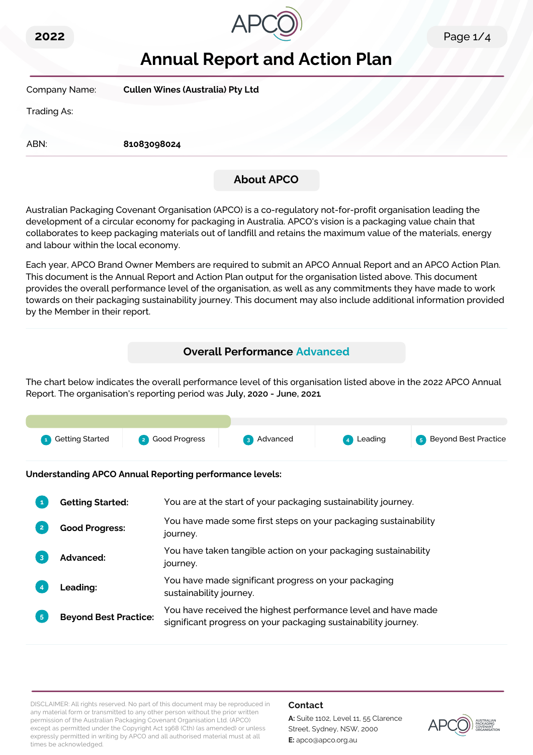2022

# Annual Report and Action Plan

| | |
|---|---|
| Company Name: | **Cullen Wines (Australia) Pty Ltd** |
| Trading As: | |
| ABN: | **81083098024** |

## About APCO

Australian Packaging Covenant Organisation (APCO) is a co-regulatory not-for-profit organisation leading the development of a circular economy for packaging in Australia. APCO's vision is a packaging value chain that collaborates to keep packaging materials out of landfill and retains the maximum value of the materials, energy and labour within the local economy.

Each year, APCO Brand Owner Members are required to submit an APCO Annual Report and an APCO Action Plan. This document is the Annual Report and Action Plan output for the organisation listed above. This document provides the overall performance level of the organisation, as well as any commitments they have made to work towards on their packaging sustainability journey. This document may also include additional information provided by the Member in their report.

## Overall Performance Advanced

The chart below indicates the overall performance level of this organisation listed above in the 2022 APCO Annual Report. The organisation's reporting period was **July, 2020 - June, 2021**

1 Getting Started | 2 Good Progress | 3 Advanced | 4 Leading | 5 Beyond Best Practice

**Understanding APCO Annual Reporting performance levels:**

| | | |
|---|---|---|
| 1 | **Getting Started:** | You are at the start of your packaging sustainability journey. |
| 2 | **Good Progress:** | You have made some first steps on your packaging sustainability journey. |
| 3 | **Advanced:** | You have taken tangible action on your packaging sustainability journey. |
| 4 | **Leading:** | You have made significant progress on your packaging sustainability journey. |
| 5 | **Beyond Best Practice:** | You have received the highest performance level and have made significant progress on your packaging sustainability journey. |

DISCLAIMER: All rights reserved. No part of this document may be reproduced in any material form or transmitted to any other person without the prior written permission of the Australian Packaging Covenant Organisation Ltd. (APCO) except as permitted under the Copyright Act 1968 (Cth) (as amended) or unless expressly permitted in writing by APCO and all authorised material must at all times be acknowledged.

**Contact**

**A:** Suite 1102, Level 11, 55 Clarence Street, Sydney, NSW, 2000
**E:** apco@apco.org.au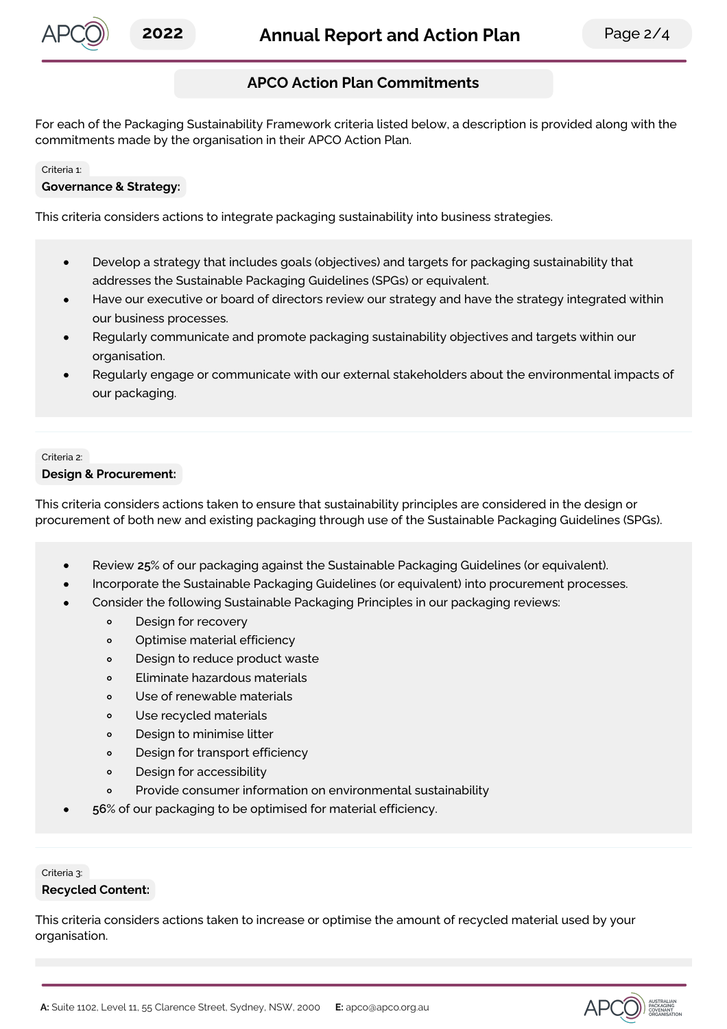## APCO Action Plan Commitments

For each of the Packaging Sustainability Framework criteria listed below, a description is provided along with the commitments made by the organisation in their APCO Action Plan.

Criteria 1:

### Governance & Strategy:

This criteria considers actions to integrate packaging sustainability into business strategies.

- Develop a strategy that includes goals (objectives) and targets for packaging sustainability that addresses the Sustainable Packaging Guidelines (SPGs) or equivalent.
- Have our executive or board of directors review our strategy and have the strategy integrated within our business processes.
- Regularly communicate and promote packaging sustainability objectives and targets within our organisation.
- Regularly engage or communicate with our external stakeholders about the environmental impacts of our packaging.

Criteria 2:

### Design & Procurement:

This criteria considers actions taken to ensure that sustainability principles are considered in the design or procurement of both new and existing packaging through use of the Sustainable Packaging Guidelines (SPGs).

- Review **25**% of our packaging against the Sustainable Packaging Guidelines (or equivalent).
- Incorporate the Sustainable Packaging Guidelines (or equivalent) into procurement processes.
- Consider the following Sustainable Packaging Principles in our packaging reviews:
  - Design for recovery
  - Optimise material efficiency
  - Design to reduce product waste
  - Eliminate hazardous materials
  - Use of renewable materials
  - Use recycled materials
  - Design to minimise litter
  - Design for transport efficiency
  - Design for accessibility
  - Provide consumer information on environmental sustainability
- 56% of our packaging to be optimised for material efficiency.

Criteria 3:

### Recycled Content:

This criteria considers actions taken to increase or optimise the amount of recycled material used by your organisation.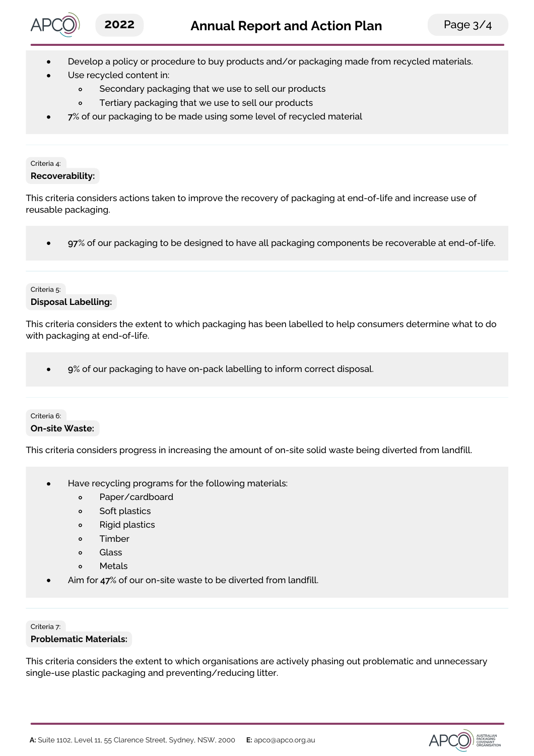- Develop a policy or procedure to buy products and/or packaging made from recycled materials.
- Use recycled content in:
    - Secondary packaging that we use to sell our products
    - Tertiary packaging that we use to sell our products
- **7**% of our packaging to be made using some level of recycled material

Criteria 4:

**Recoverability:**

This criteria considers actions taken to improve the recovery of packaging at end-of-life and increase use of reusable packaging.

- **97**% of our packaging to be designed to have all packaging components be recoverable at end-of-life.

Criteria 5:

**Disposal Labelling:**

This criteria considers the extent to which packaging has been labelled to help consumers determine what to do with packaging at end-of-life.

- **9**% of our packaging to have on-pack labelling to inform correct disposal.

Criteria 6:

**On-site Waste:**

This criteria considers progress in increasing the amount of on-site solid waste being diverted from landfill.

- Have recycling programs for the following materials:
    - Paper/cardboard
    - Soft plastics
    - Rigid plastics
    - Timber
    - Glass
    - Metals
- Aim for **47**% of our on-site waste to be diverted from landfill.

Criteria 7:

**Problematic Materials:**

This criteria considers the extent to which organisations are actively phasing out problematic and unnecessary single-use plastic packaging and preventing/reducing litter.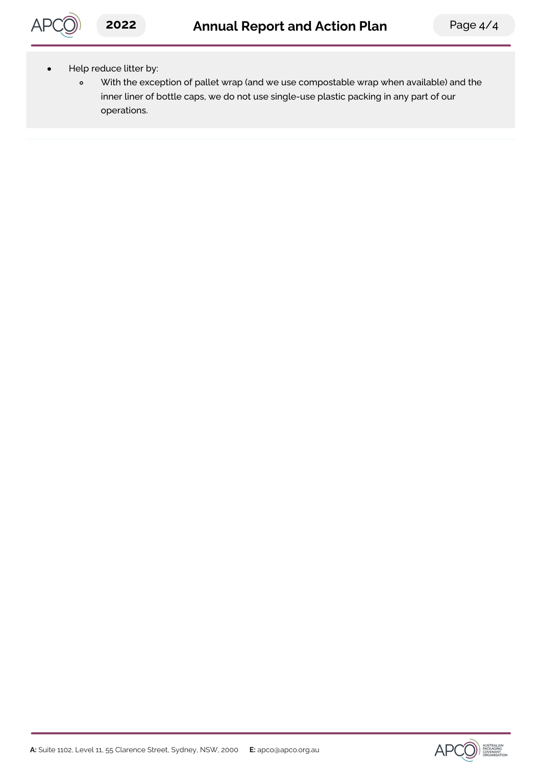- Help reduce litter by:
  - With the exception of pallet wrap (and we use compostable wrap when available) and the inner liner of bottle caps, we do not use single-use plastic packing in any part of our operations.